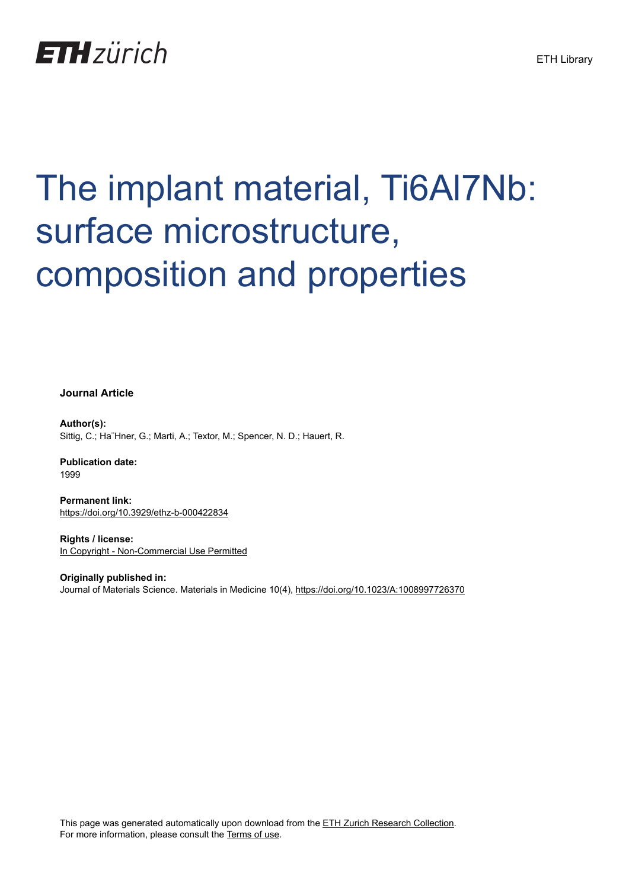ETH zürich

ETH Library

# The implant material, Ti6Al7Nb: surface microstructure, composition and properties

**Journal Article**

**Author(s):**
Sittig, C.; Ha¨Hner, G.; Marti, A.; Textor, M.; Spencer, N. D.; Hauert, R.

**Publication date:**
1999

**Permanent link:**
https://doi.org/10.3929/ethz-b-000422834

**Rights / license:**
In Copyright - Non-Commercial Use Permitted

**Originally published in:**
Journal of Materials Science. Materials in Medicine 10(4), https://doi.org/10.1023/A:1008997726370

This page was generated automatically upon download from the ETH Zurich Research Collection.
For more information, please consult the Terms of use.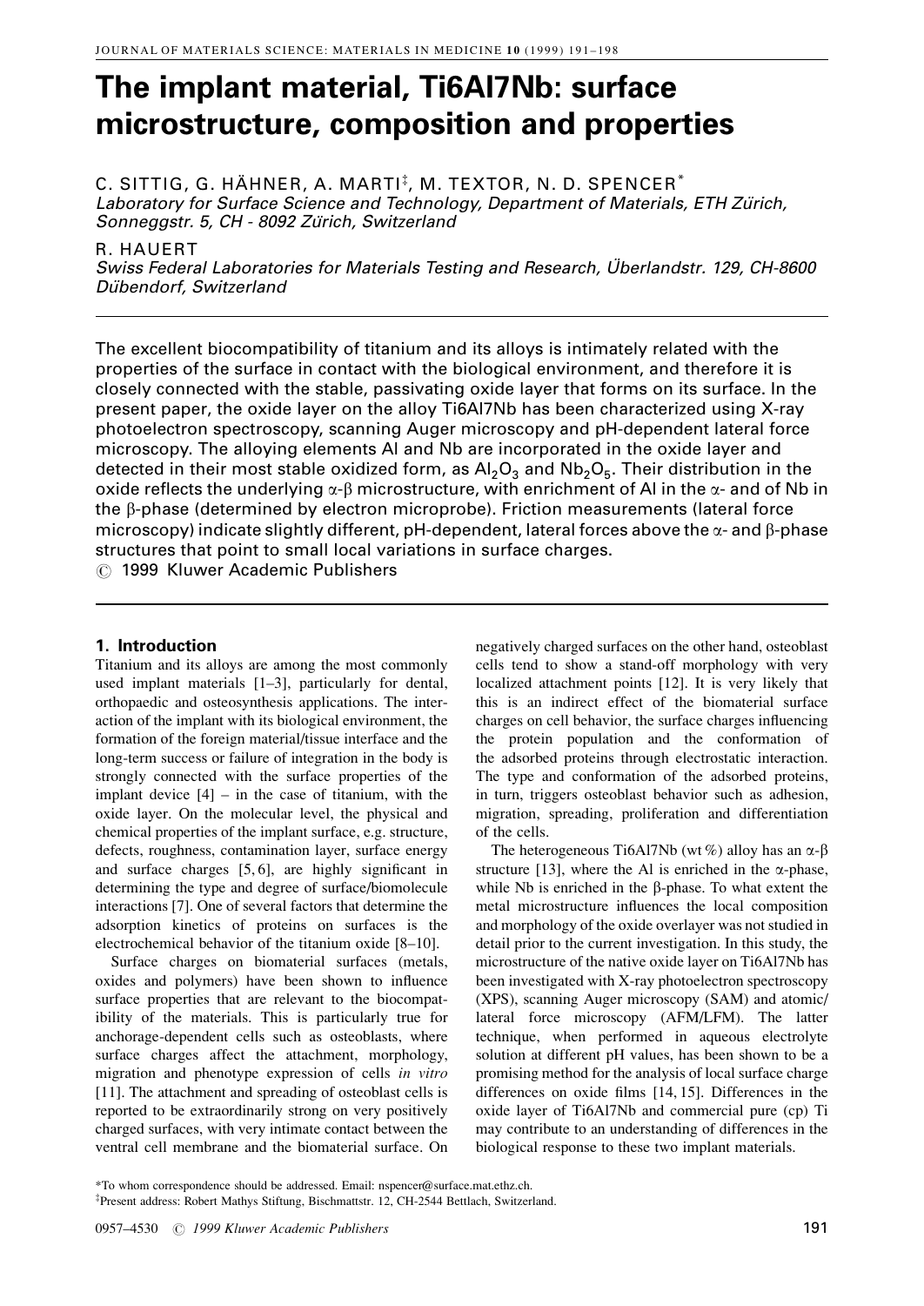# The implant material, Ti6Al7Nb: surface microstructure, composition and properties

C. SITTIG, G. HÄHNER, A. MARTI[‡], M. TEXTOR, N. D. SPENCER[*]
*Laboratory for Surface Science and Technology, Department of Materials, ETH Zürich, Sonneggstr. 5, CH - 8092 Zürich, Switzerland*

R. HAUERT
*Swiss Federal Laboratories for Materials Testing and Research, Überlandstr. 129, CH-8600 Dübendorf, Switzerland*

The excellent biocompatibility of titanium and its alloys is intimately related with the properties of the surface in contact with the biological environment, and therefore it is closely connected with the stable, passivating oxide layer that forms on its surface. In the present paper, the oxide layer on the alloy Ti6Al7Nb has been characterized using X-ray photoelectron spectroscopy, scanning Auger microscopy and pH-dependent lateral force microscopy. The alloying elements Al and Nb are incorporated in the oxide layer and detected in their most stable oxidized form, as $Al_2O_3$ and $Nb_2O_5$. Their distribution in the oxide reflects the underlying α-β microstructure, with enrichment of Al in the α- and of Nb in the β-phase (determined by electron microprobe). Friction measurements (lateral force microscopy) indicate slightly different, pH-dependent, lateral forces above the α- and β-phase structures that point to small local variations in surface charges.
© 1999 Kluwer Academic Publishers

## 1. Introduction

Titanium and its alloys are among the most commonly used implant materials [1–3], particularly for dental, orthopaedic and osteosynthesis applications. The interaction of the implant with its biological environment, the formation of the foreign material/tissue interface and the long-term success or failure of integration in the body is strongly connected with the surface properties of the implant device [4] – in the case of titanium, with the oxide layer. On the molecular level, the physical and chemical properties of the implant surface, e.g. structure, defects, roughness, contamination layer, surface energy and surface charges [5, 6], are highly significant in determining the type and degree of surface/biomolecule interactions [7]. One of several factors that determine the adsorption kinetics of proteins on surfaces is the electrochemical behavior of the titanium oxide [8–10].

Surface charges on biomaterial surfaces (metals, oxides and polymers) have been shown to influence surface properties that are relevant to the biocompatibility of the materials. This is particularly true for anchorage-dependent cells such as osteoblasts, where surface charges affect the attachment, morphology, migration and phenotype expression of cells *in vitro* [11]. The attachment and spreading of osteoblast cells is reported to be extraordinarily strong on very positively charged surfaces, with very intimate contact between the ventral cell membrane and the biomaterial surface. On negatively charged surfaces on the other hand, osteoblast cells tend to show a stand-off morphology with very localized attachment points [12]. It is very likely that this is an indirect effect of the biomaterial surface charges on cell behavior, the surface charges influencing the protein population and the conformation of the adsorbed proteins through electrostatic interaction. The type and conformation of the adsorbed proteins, in turn, triggers osteoblast behavior such as adhesion, migration, spreading, proliferation and differentiation of the cells.

The heterogeneous Ti6Al7Nb (wt %) alloy has an α-β structure [13], where the Al is enriched in the α-phase, while Nb is enriched in the β-phase. To what extent the metal microstructure influences the local composition and morphology of the oxide overlayer was not studied in detail prior to the current investigation. In this study, the microstructure of the native oxide layer on Ti6Al7Nb has been investigated with X-ray photoelectron spectroscopy (XPS), scanning Auger microscopy (SAM) and atomic/lateral force microscopy (AFM/LFM). The latter technique, when performed in aqueous electrolyte solution at different pH values, has been shown to be a promising method for the analysis of local surface charge differences on oxide films [14, 15]. Differences in the oxide layer of Ti6Al7Nb and commercial pure (cp) Ti may contribute to an understanding of differences in the biological response to these two implant materials.

*To whom correspondence should be addressed. Email: nspencer@surface.mat.ethz.ch.
‡Present address: Robert Mathys Stiftung, Bischmattstr. 12, CH-2544 Bettlach, Switzerland.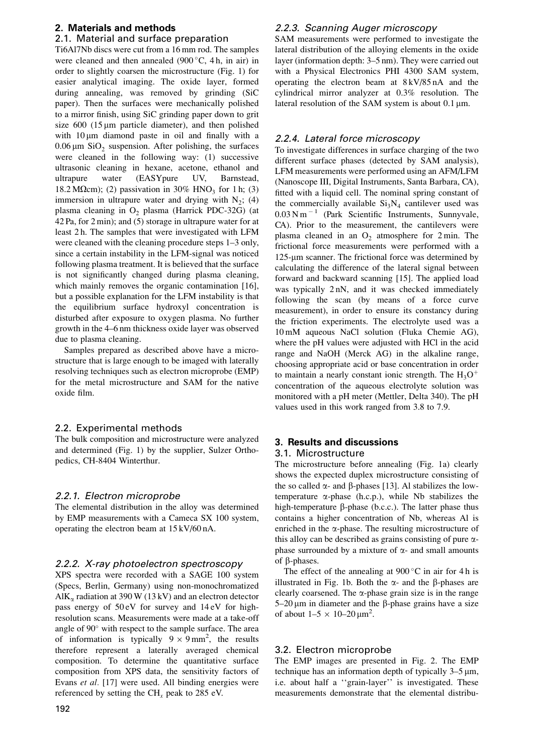## 2. Materials and methods

### 2.1. Material and surface preparation

Ti6Al7Nb discs were cut from a 16 mm rod. The samples were cleaned and then annealed (900 °C, 4 h, in air) in order to slightly coarsen the microstructure (Fig. 1) for easier analytical imaging. The oxide layer, formed during annealing, was removed by grinding (SiC paper). Then the surfaces were mechanically polished to a mirror finish, using SiC grinding paper down to grit size 600 (15 μm particle diameter), and then polished with 10 μm diamond paste in oil and finally with a 0.06 μm $SiO_2$ suspension. After polishing, the surfaces were cleaned in the following way: (1) successive ultrasonic cleaning in hexane, acetone, ethanol and ultrapure water (EASYpure UV, Barnstead, 18.2 MΩcm); (2) passivation in 30% $HNO_3$ for 1 h; (3) immersion in ultrapure water and drying with $N_2$; (4) plasma cleaning in $O_2$ plasma (Harrick PDC-32G) (at 42 Pa, for 2 min); and (5) storage in ultrapure water for at least 2 h. The samples that were investigated with LFM were cleaned with the cleaning procedure steps 1–3 only, since a certain instability in the LFM-signal was noticed following plasma treatment. It is believed that the surface is not significantly changed during plasma cleaning, which mainly removes the organic contamination [16], but a possible explanation for the LFM instability is that the equilibrium surface hydroxyl concentration is disturbed after exposure to oxygen plasma. No further growth in the 4–6 nm thickness oxide layer was observed due to plasma cleaning.

Samples prepared as described above have a microstructure that is large enough to be imaged with laterally resolving techniques such as electron microprobe (EMP) for the metal microstructure and SAM for the native oxide film.

### 2.2. Experimental methods

The bulk composition and microstructure were analyzed and determined (Fig. 1) by the supplier, Sulzer Orthopedics, CH-8404 Winterthur.

#### 2.2.1. Electron microprobe

The elemental distribution in the alloy was determined by EMP measurements with a Cameca SX 100 system, operating the electron beam at 15 kV/60 nA.

#### 2.2.2. X-ray photoelectron spectroscopy

XPS spectra were recorded with a SAGE 100 system (Specs, Berlin, Germany) using non-monochromatized $AlK_\alpha$ radiation at 390 W (13 kV) and an electron detector pass energy of 50 eV for survey and 14 eV for high-resolution scans. Measurements were made at a take-off angle of 90° with respect to the sample surface. The area of information is typically $9 \times 9\,mm^2$, the results therefore represent a laterally averaged chemical composition. To determine the quantitative surface composition from XPS data, the sensitivity factors of Evans *et al.* [17] were used. All binding energies were referenced by setting the $CH_x$ peak to 285 eV.

#### 2.2.3. Scanning Auger microscopy

SAM measurements were performed to investigate the lateral distribution of the alloying elements in the oxide layer (information depth: 3–5 nm). They were carried out with a Physical Electronics PHI 4300 SAM system, operating the electron beam at 8 kV/85 nA and the cylindrical mirror analyzer at 0.3% resolution. The lateral resolution of the SAM system is about 0.1 μm.

#### 2.2.4. Lateral force microscopy

To investigate differences in surface charging of the two different surface phases (detected by SAM analysis), LFM measurements were performed using an AFM/LFM (Nanoscope III, Digital Instruments, Santa Barbara, CA), fitted with a liquid cell. The nominal spring constant of the commercially available $Si_3N_4$ cantilever used was $0.03\,N\,m^{-1}$ (Park Scientific Instruments, Sunnyvale, CA). Prior to the measurement, the cantilevers were plasma cleaned in an $O_2$ atmosphere for 2 min. The frictional force measurements were performed with a 125-μm scanner. The frictional force was determined by calculating the difference of the lateral signal between forward and backward scanning [15]. The applied load was typically 2 nN, and it was checked immediately following the scan (by means of a force curve measurement), in order to ensure its constancy during the friction experiments. The electrolyte used was a 10 mM aqueous NaCl solution (Fluka Chemie AG), where the pH values were adjusted with HCl in the acid range and NaOH (Merck AG) in the alkaline range, choosing appropriate acid or base concentration in order to maintain a nearly constant ionic strength. The $H_3O^+$ concentration of the aqueous electrolyte solution was monitored with a pH meter (Mettler, Delta 340). The pH values used in this work ranged from 3.8 to 7.9.

## 3. Results and discussions

### 3.1. Microstructure

The microstructure before annealing (Fig. 1a) clearly shows the expected duplex microstructure consisting of the so called α- and β-phases [13]. Al stabilizes the low-temperature α-phase (h.c.p.), while Nb stabilizes the high-temperature β-phase (b.c.c.). The latter phase thus contains a higher concentration of Nb, whereas Al is enriched in the α-phase. The resulting microstructure of this alloy can be described as grains consisting of pure α-phase surrounded by a mixture of α- and small amounts of β-phases.

The effect of the annealing at 900 °C in air for 4 h is illustrated in Fig. 1b. Both the α- and the β-phases are clearly coarsened. The α-phase grain size is in the range 5–20 μm in diameter and the β-phase grains have a size of about $1–5 \times 10–20\,\mu m^2$.

### 3.2. Electron microprobe

The EMP images are presented in Fig. 2. The EMP technique has an information depth of typically 3–5 μm, i.e. about half a ''grain-layer'' is investigated. These measurements demonstrate that the elemental distribu-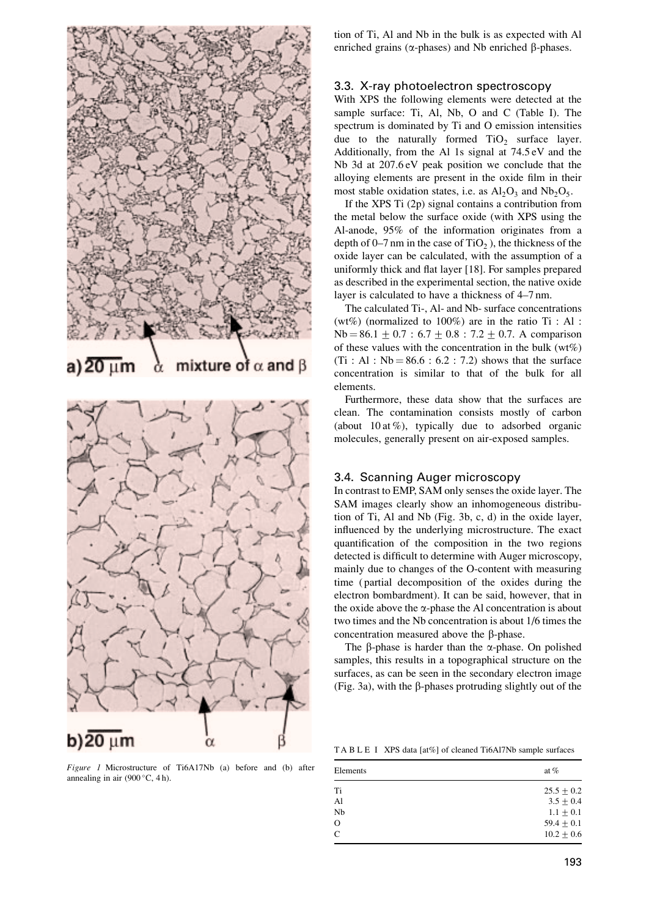a) 20 μm α mixture of α and β

b) 20 μm α β

*Figure 1* Microstructure of Ti6A17Nb (a) before and (b) after annealing in air (900 °C, 4 h).

tion of Ti, Al and Nb in the bulk is as expected with Al enriched grains (α-phases) and Nb enriched β-phases.

### 3.3. X-ray photoelectron spectroscopy

With XPS the following elements were detected at the sample surface: Ti, Al, Nb, O and C (Table I). The spectrum is dominated by Ti and O emission intensities due to the naturally formed $TiO_2$ surface layer. Additionally, from the Al 1s signal at 74.5 eV and the Nb 3d at 207.6 eV peak position we conclude that the alloying elements are present in the oxide film in their most stable oxidation states, i.e. as $Al_2O_3$ and $Nb_2O_5$.

If the XPS Ti (2p) signal contains a contribution from the metal below the surface oxide (with XPS using the Al-anode, 95% of the information originates from a depth of 0–7 nm in the case of $TiO_2$), the thickness of the oxide layer can be calculated, with the assumption of a uniformly thick and flat layer [18]. For samples prepared as described in the experimental section, the native oxide layer is calculated to have a thickness of 4–7 nm.

The calculated Ti-, Al- and Nb- surface concentrations (wt%) (normalized to 100%) are in the ratio Ti : Al : Nb = $86.1 \pm 0.7$ : $6.7 \pm 0.8$ : $7.2 \pm 0.7$. A comparison of these values with the concentration in the bulk (wt%) (Ti : Al : Nb = 86.6 : 6.2 : 7.2) shows that the surface concentration is similar to that of the bulk for all elements.

Furthermore, these data show that the surfaces are clean. The contamination consists mostly of carbon (about 10 at %), typically due to adsorbed organic molecules, generally present on air-exposed samples.

### 3.4. Scanning Auger microscopy

In contrast to EMP, SAM only senses the oxide layer. The SAM images clearly show an inhomogeneous distribution of Ti, Al and Nb (Fig. 3b, c, d) in the oxide layer, influenced by the underlying microstructure. The exact quantification of the composition in the two regions detected is difficult to determine with Auger microscopy, mainly due to changes of the O-content with measuring time (partial decomposition of the oxides during the electron bombardment). It can be said, however, that in the oxide above the α-phase the Al concentration is about two times and the Nb concentration is about 1/6 times the concentration measured above the β-phase.

The β-phase is harder than the α-phase. On polished samples, this results in a topographical structure on the surfaces, as can be seen in the secondary electron image (Fig. 3a), with the β-phases protruding slightly out of the

TABLE I XPS data [at%] of cleaned Ti6Al7Nb sample surfaces

| Elements | at % |
|---|---|
| Ti | $25.5 \pm 0.2$ |
| Al | $3.5 \pm 0.4$ |
| Nb | $1.1 \pm 0.1$ |
| O | $59.4 \pm 0.1$ |
| C | $10.2 \pm 0.6$ |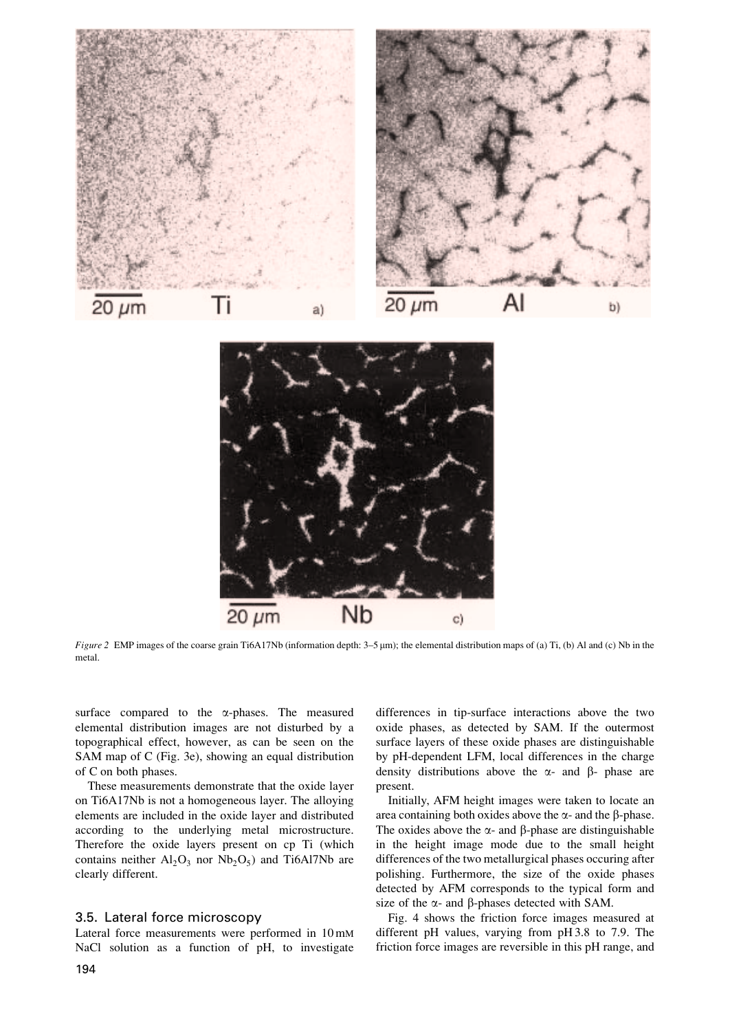*Figure 2* EMP images of the coarse grain Ti6A17Nb (information depth: 3–5 μm); the elemental distribution maps of (a) Ti, (b) Al and (c) Nb in the metal.

surface compared to the α-phases. The measured elemental distribution images are not disturbed by a topographical effect, however, as can be seen on the SAM map of C (Fig. 3e), showing an equal distribution of C on both phases.

These measurements demonstrate that the oxide layer on Ti6A17Nb is not a homogeneous layer. The alloying elements are included in the oxide layer and distributed according to the underlying metal microstructure. Therefore the oxide layers present on cp Ti (which contains neither $Al_2O_3$ nor $Nb_2O_5$) and Ti6Al7Nb are clearly different.

### 3.5. Lateral force microscopy

Lateral force measurements were performed in 10 mM NaCl solution as a function of pH, to investigate differences in tip-surface interactions above the two oxide phases, as detected by SAM. If the outermost surface layers of these oxide phases are distinguishable by pH-dependent LFM, local differences in the charge density distributions above the α- and β- phase are present.

Initially, AFM height images were taken to locate an area containing both oxides above the α- and the β-phase. The oxides above the α- and β-phase are distinguishable in the height image mode due to the small height differences of the two metallurgical phases occuring after polishing. Furthermore, the size of the oxide phases detected by AFM corresponds to the typical form and size of the α- and β-phases detected with SAM.

Fig. 4 shows the friction force images measured at different pH values, varying from pH 3.8 to 7.9. The friction force images are reversible in this pH range, and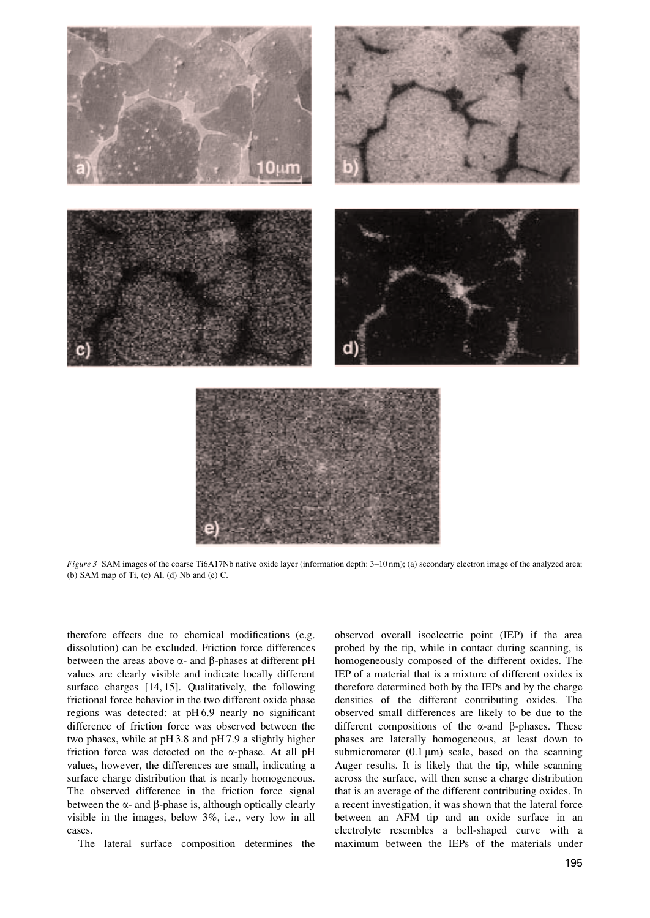*Figure 3* SAM images of the coarse Ti6Al7Nb native oxide layer (information depth: 3–10 nm); (a) secondary electron image of the analyzed area; (b) SAM map of Ti, (c) Al, (d) Nb and (e) C.

therefore effects due to chemical modifications (e.g. dissolution) can be excluded. Friction force differences between the areas above α- and β-phases at different pH values are clearly visible and indicate locally different surface charges [14, 15]. Qualitatively, the following frictional force behavior in the two different oxide phase regions was detected: at pH 6.9 nearly no significant difference of friction force was observed between the two phases, while at pH 3.8 and pH 7.9 a slightly higher friction force was detected on the α-phase. At all pH values, however, the differences are small, indicating a surface charge distribution that is nearly homogeneous. The observed difference in the friction force signal between the α- and β-phase is, although optically clearly visible in the images, below 3%, i.e., very low in all cases.

The lateral surface composition determines the observed overall isoelectric point (IEP) if the area probed by the tip, while in contact during scanning, is homogeneously composed of the different oxides. The IEP of a material that is a mixture of different oxides is therefore determined both by the IEPs and by the charge densities of the different contributing oxides. The observed small differences are likely to be due to the different compositions of the α-and β-phases. These phases are laterally homogeneous, at least down to submicrometer (0.1 μm) scale, based on the scanning Auger results. It is likely that the tip, while scanning across the surface, will then sense a charge distribution that is an average of the different contributing oxides. In a recent investigation, it was shown that the lateral force between an AFM tip and an oxide surface in an electrolyte resembles a bell-shaped curve with a maximum between the IEPs of the materials under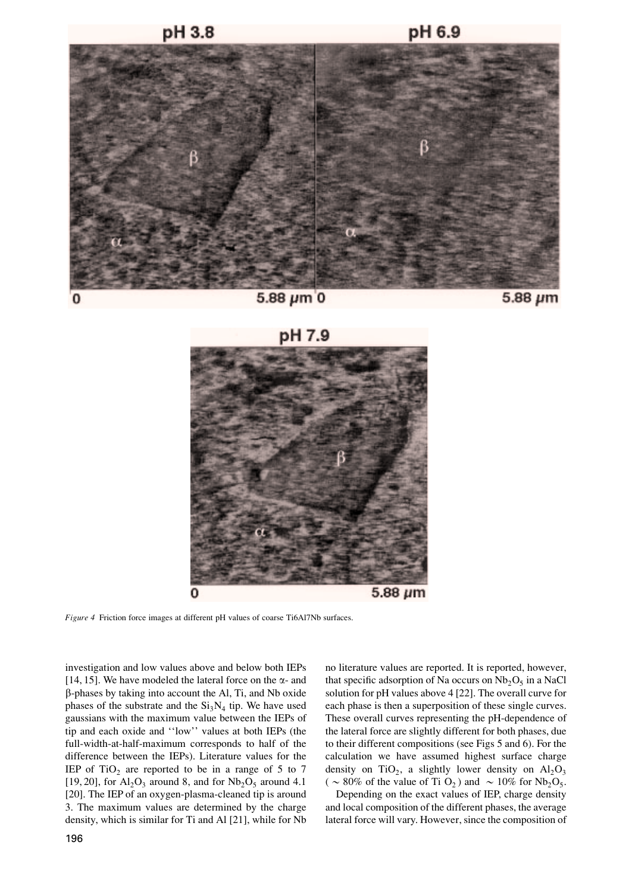*Figure 4* Friction force images at different pH values of coarse Ti6Al7Nb surfaces.

investigation and low values above and below both IEPs [14, 15]. We have modeled the lateral force on the α- and β-phases by taking into account the Al, Ti, and Nb oxide phases of the substrate and the $Si_3N_4$ tip. We have used gaussians with the maximum value between the IEPs of tip and each oxide and ''low'' values at both IEPs (the full-width-at-half-maximum corresponds to half of the difference between the IEPs). Literature values for the IEP of $TiO_2$ are reported to be in a range of 5 to 7 [19, 20], for $Al_2O_3$ around 8, and for $Nb_2O_5$ around 4.1 [20]. The IEP of an oxygen-plasma-cleaned tip is around 3. The maximum values are determined by the charge density, which is similar for Ti and Al [21], while for Nb no literature values are reported. It is reported, however, that specific adsorption of Na occurs on $Nb_2O_5$ in a NaCl solution for pH values above 4 [22]. The overall curve for each phase is then a superposition of these single curves. These overall curves representing the pH-dependence of the lateral force are slightly different for both phases, due to their different compositions (see Figs 5 and 6). For the calculation we have assumed highest surface charge density on $TiO_2$, a slightly lower density on $Al_2O_3$ ($\sim 80\%$ of the value of $TiO_2$) and $\sim 10\%$ for $Nb_2O_5$.

Depending on the exact values of IEP, charge density and local composition of the different phases, the average lateral force will vary. However, since the composition of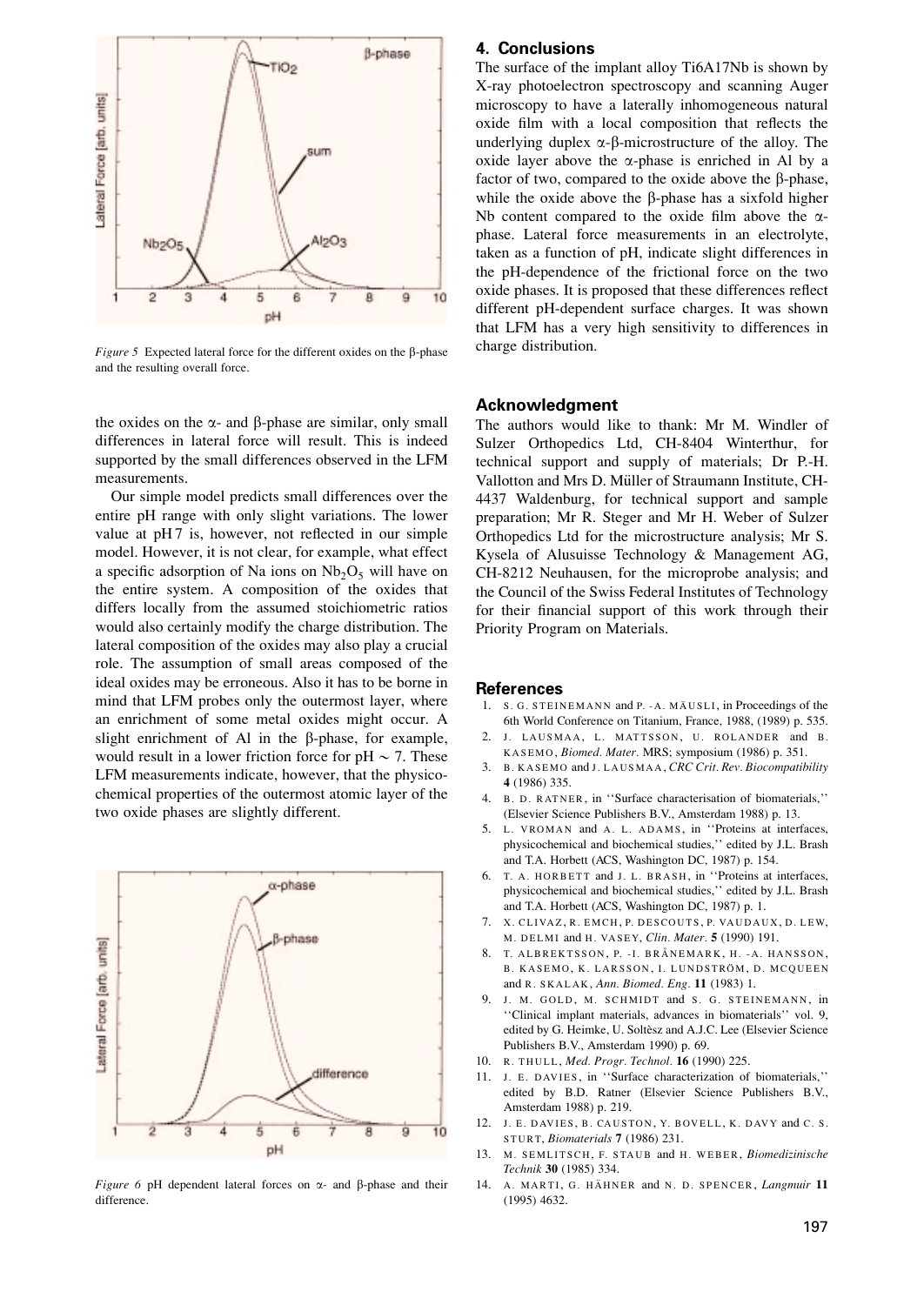*Figure 5* Expected lateral force for the different oxides on the β-phase and the resulting overall force.

the oxides on the α- and β-phase are similar, only small differences in lateral force will result. This is indeed supported by the small differences observed in the LFM measurements.

Our simple model predicts small differences over the entire pH range with only slight variations. The lower value at pH 7 is, however, not reflected in our simple model. However, it is not clear, for example, what effect a specific adsorption of Na ions on $Nb_2O_5$ will have on the entire system. A composition of the oxides that differs locally from the assumed stoichiometric ratios would also certainly modify the charge distribution. The lateral composition of the oxides may also play a crucial role. The assumption of small areas composed of the ideal oxides may be erroneous. Also it has to be borne in mind that LFM probes only the outermost layer, where an enrichment of some metal oxides might occur. A slight enrichment of Al in the β-phase, for example, would result in a lower friction force for pH $\sim$ 7. These LFM measurements indicate, however, that the physicochemical properties of the outermost atomic layer of the two oxide phases are slightly different.

*Figure 6* pH dependent lateral forces on α- and β-phase and their difference.

## 4. Conclusions

The surface of the implant alloy Ti6Al7Nb is shown by X-ray photoelectron spectroscopy and scanning Auger microscopy to have a laterally inhomogeneous natural oxide film with a local composition that reflects the underlying duplex α-β-microstructure of the alloy. The oxide layer above the α-phase is enriched in Al by a factor of two, compared to the oxide above the β-phase, while the oxide above the β-phase has a sixfold higher Nb content compared to the oxide film above the α-phase. Lateral force measurements in an electrolyte, taken as a function of pH, indicate slight differences in the pH-dependence of the frictional force on the two oxide phases. It is proposed that these differences reflect different pH-dependent surface charges. It was shown that LFM has a very high sensitivity to differences in charge distribution.

## Acknowledgment

The authors would like to thank: Mr M. Windler of Sulzer Orthopedics Ltd, CH-8404 Winterthur, for technical support and supply of materials; Dr P.-H. Vallotton and Mrs D. Müller of Straumann Institute, CH-4437 Waldenburg, for technical support and sample preparation; Mr R. Steger and Mr H. Weber of Sulzer Orthopedics Ltd for the microstructure analysis; Mr S. Kysela of Alusuisse Technology & Management AG, CH-8212 Neuhausen, for the microprobe analysis; and the Council of the Swiss Federal Institutes of Technology for their financial support of this work through their Priority Program on Materials.

## References

1. S. G. STEINEMANN and P. -A. MÄUSLI, in Proceedings of the 6th World Conference on Titanium, France, 1988, (1989) p. 535.
2. J. LAUSMAA, L. MATTSSON, U. ROLANDER and B. KASEMO, *Biomed. Mater.* MRS; symposium (1986) p. 351.
3. B. KASEMO and J. LAUSMAA, *CRC Crit. Rev. Biocompatibility* **4** (1986) 335.
4. B. D. RATNER, in ''Surface characterisation of biomaterials,'' (Elsevier Science Publishers B.V., Amsterdam 1988) p. 13.
5. L. VROMAN and A. L. ADAMS, in ''Proteins at interfaces, physicochemical and biochemical studies,'' edited by J.L. Brash and T.A. Horbett (ACS, Washington DC, 1987) p. 154.
6. T. A. HORBETT and J. L. BRASH, in ''Proteins at interfaces, physicochemical and biochemical studies,'' edited by J.L. Brash and T.A. Horbett (ACS, Washington DC, 1987) p. 1.
7. X. CLIVAZ, R. EMCH, P. DESCOUTS, P. VAUDAUX, D. LEW, M. DELMI and H. VASEY, *Clin. Mater.* **5** (1990) 191.
8. T. ALBREKTSSON, P. -I. BRÅNEMARK, H. -A. HANSSON, B. KASEMO, K. LARSSON, I. LUNDSTRÖM, D. MCQUEEN and R. SKALAK, *Ann. Biomed. Eng.* **11** (1983) 1.
9. J. M. GOLD, M. SCHMIDT and S. G. STEINEMANN, in ''Clinical implant materials, advances in biomaterials'' vol. 9, edited by G. Heimke, U. Soltèsz and A.J.C. Lee (Elsevier Science Publishers B.V., Amsterdam 1990) p. 69.
10. R. THULL, *Med. Progr. Technol.* **16** (1990) 225.
11. J. E. DAVIES, in ''Surface characterization of biomaterials,'' edited by B.D. Ratner (Elsevier Science Publishers B.V., Amsterdam 1988) p. 219.
12. J. E. DAVIES, B. CAUSTON, Y. BOVELL, K. DAVY and C. S. STURT, *Biomaterials* **7** (1986) 231.
13. M. SEMLITSCH, F. STAUB and H. WEBER, *Biomedizinische Technik* **30** (1985) 334.
14. A. MARTI, G. HÄHNER and N. D. SPENCER, *Langmuir* **11** (1995) 4632.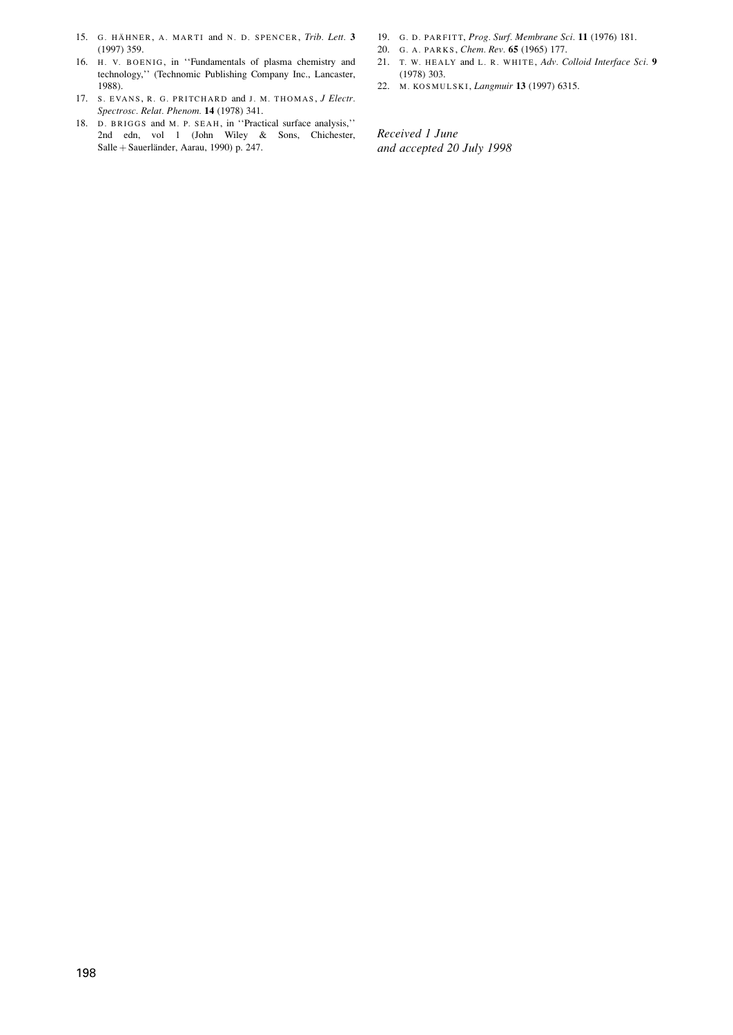15. G. HÄHNER, A. MARTI and N. D. SPENCER, *Trib. Lett.* **3** (1997) 359.
16. H. V. BOENIG, in ''Fundamentals of plasma chemistry and technology,'' (Technomic Publishing Company Inc., Lancaster, 1988).
17. S. EVANS, R. G. PRITCHARD and J. M. THOMAS, *J Electr. Spectrosc. Relat. Phenom.* **14** (1978) 341.
18. D. BRIGGS and M. P. SEAH, in ''Practical surface analysis,'' 2nd edn, vol 1 (John Wiley & Sons, Chichester, Salle + Sauerländer, Aarau, 1990) p. 247.
19. G. D. PARFITT, *Prog. Surf. Membrane Sci.* **11** (1976) 181.
20. G. A. PARKS, *Chem. Rev.* **65** (1965) 177.
21. T. W. HEALY and L. R. WHITE, *Adv. Colloid Interface Sci.* **9** (1978) 303.
22. M. KOSMULSKI, *Langmuir* **13** (1997) 6315.

*Received 1 June*
*and accepted 20 July 1998*